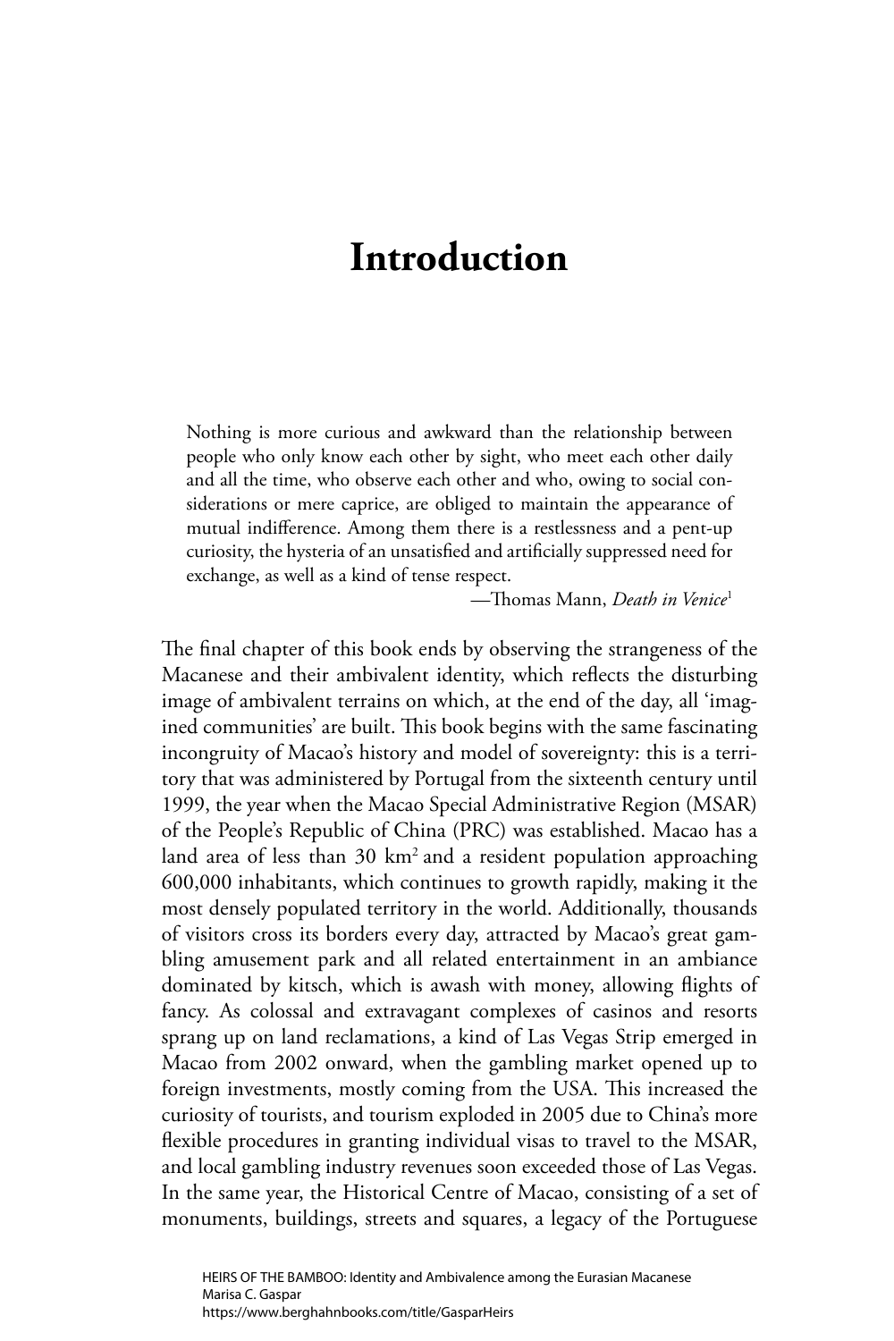# Introduction

> Nothing is more curious and awkward than the relationship between people who only know each other by sight, who meet each other daily and all the time, who observe each other and who, owing to social considerations or mere caprice, are obliged to maintain the appearance of mutual indifference. Among them there is a restlessness and a pent-up curiosity, the hysteria of an unsatisfied and artificially suppressed need for exchange, as well as a kind of tense respect.
>
> —Thomas Mann, *Death in Venice*[1]

The final chapter of this book ends by observing the strangeness of the Macanese and their ambivalent identity, which reflects the disturbing image of ambivalent terrains on which, at the end of the day, all 'imagined communities' are built. This book begins with the same fascinating incongruity of Macao's history and model of sovereignty: this is a territory that was administered by Portugal from the sixteenth century until 1999, the year when the Macao Special Administrative Region (MSAR) of the People's Republic of China (PRC) was established. Macao has a land area of less than 30 km$^2$ and a resident population approaching 600,000 inhabitants, which continues to growth rapidly, making it the most densely populated territory in the world. Additionally, thousands of visitors cross its borders every day, attracted by Macao's great gambling amusement park and all related entertainment in an ambiance dominated by kitsch, which is awash with money, allowing flights of fancy. As colossal and extravagant complexes of casinos and resorts sprang up on land reclamations, a kind of Las Vegas Strip emerged in Macao from 2002 onward, when the gambling market opened up to foreign investments, mostly coming from the USA. This increased the curiosity of tourists, and tourism exploded in 2005 due to China's more flexible procedures in granting individual visas to travel to the MSAR, and local gambling industry revenues soon exceeded those of Las Vegas. In the same year, the Historical Centre of Macao, consisting of a set of monuments, buildings, streets and squares, a legacy of the Portuguese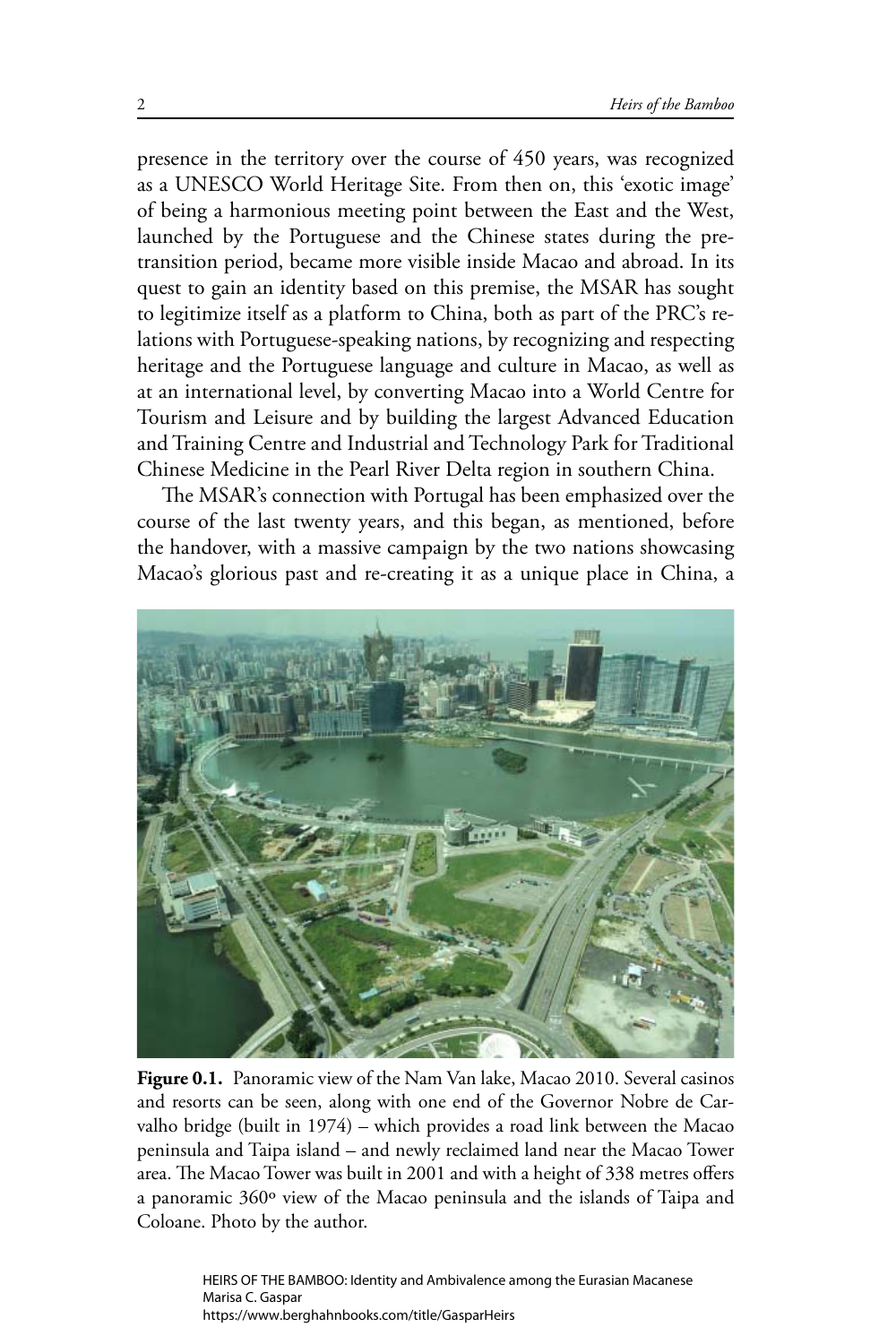presence in the territory over the course of 450 years, was recognized as a UNESCO World Heritage Site. From then on, this 'exotic image' of being a harmonious meeting point between the East and the West, launched by the Portuguese and the Chinese states during the pre-transition period, became more visible inside Macao and abroad. In its quest to gain an identity based on this premise, the MSAR has sought to legitimize itself as a platform to China, both as part of the PRC's relations with Portuguese-speaking nations, by recognizing and respecting heritage and the Portuguese language and culture in Macao, as well as at an international level, by converting Macao into a World Centre for Tourism and Leisure and by building the largest Advanced Education and Training Centre and Industrial and Technology Park for Traditional Chinese Medicine in the Pearl River Delta region in southern China.

The MSAR's connection with Portugal has been emphasized over the course of the last twenty years, and this began, as mentioned, before the handover, with a massive campaign by the two nations showcasing Macao's glorious past and re-creating it as a unique place in China, a

**Figure 0.1.** Panoramic view of the Nam Van lake, Macao 2010. Several casinos and resorts can be seen, along with one end of the Governor Nobre de Carvalho bridge (built in 1974) – which provides a road link between the Macao peninsula and Taipa island – and newly reclaimed land near the Macao Tower area. The Macao Tower was built in 2001 and with a height of 338 metres offers a panoramic 360º view of the Macao peninsula and the islands of Taipa and Coloane. Photo by the author.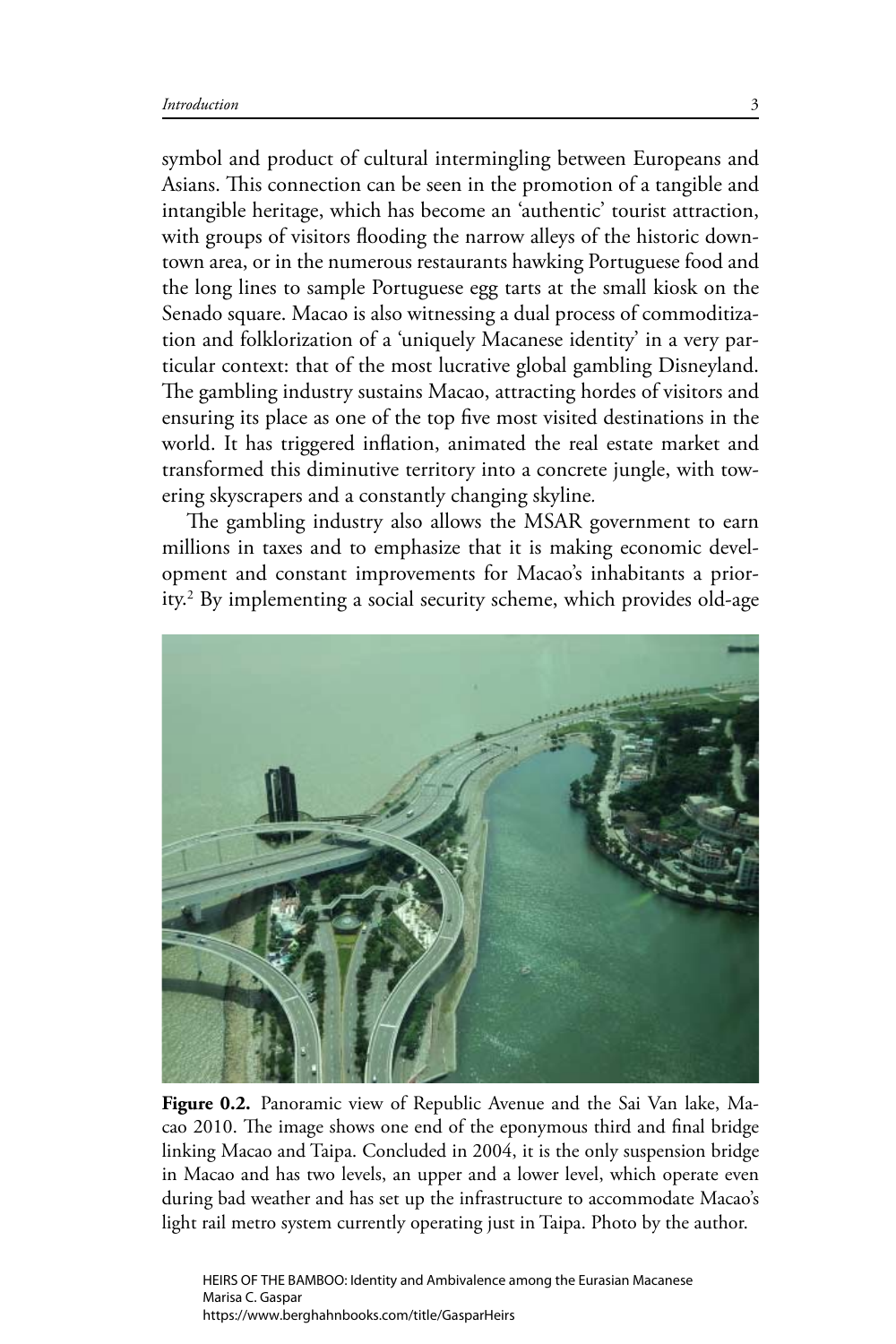symbol and product of cultural intermingling between Europeans and Asians. This connection can be seen in the promotion of a tangible and intangible heritage, which has become an 'authentic' tourist attraction, with groups of visitors flooding the narrow alleys of the historic downtown area, or in the numerous restaurants hawking Portuguese food and the long lines to sample Portuguese egg tarts at the small kiosk on the Senado square. Macao is also witnessing a dual process of commoditization and folklorization of a 'uniquely Macanese identity' in a very particular context: that of the most lucrative global gambling Disneyland. The gambling industry sustains Macao, attracting hordes of visitors and ensuring its place as one of the top five most visited destinations in the world. It has triggered inflation, animated the real estate market and transformed this diminutive territory into a concrete jungle, with towering skyscrapers and a constantly changing skyline.

The gambling industry also allows the MSAR government to earn millions in taxes and to emphasize that it is making economic development and constant improvements for Macao's inhabitants a priority.[2] By implementing a social security scheme, which provides old-age

**Figure 0.2.** Panoramic view of Republic Avenue and the Sai Van lake, Macao 2010. The image shows one end of the eponymous third and final bridge linking Macao and Taipa. Concluded in 2004, it is the only suspension bridge in Macao and has two levels, an upper and a lower level, which operate even during bad weather and has set up the infrastructure to accommodate Macao's light rail metro system currently operating just in Taipa. Photo by the author.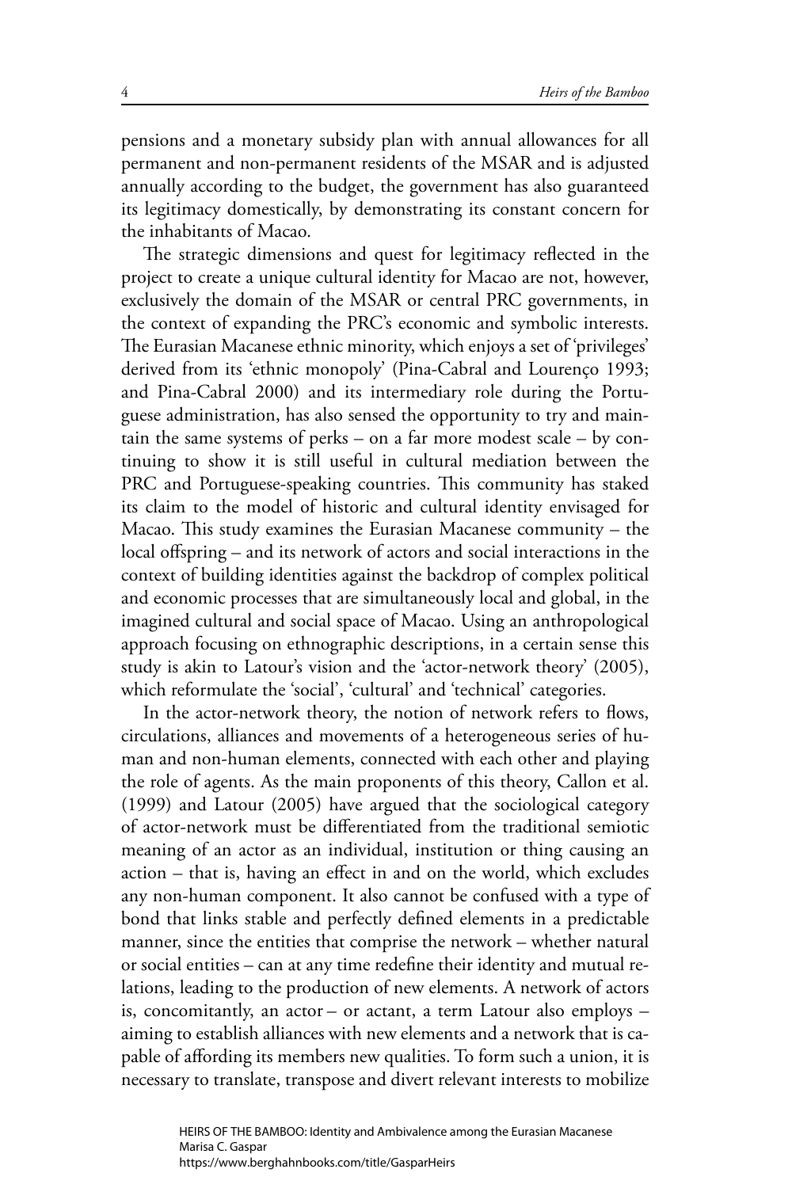pensions and a monetary subsidy plan with annual allowances for all permanent and non-permanent residents of the MSAR and is adjusted annually according to the budget, the government has also guaranteed its legitimacy domestically, by demonstrating its constant concern for the inhabitants of Macao.

The strategic dimensions and quest for legitimacy reflected in the project to create a unique cultural identity for Macao are not, however, exclusively the domain of the MSAR or central PRC governments, in the context of expanding the PRC's economic and symbolic interests. The Eurasian Macanese ethnic minority, which enjoys a set of 'privileges' derived from its 'ethnic monopoly' (Pina-Cabral and Lourenço 1993; and Pina-Cabral 2000) and its intermediary role during the Portuguese administration, has also sensed the opportunity to try and maintain the same systems of perks – on a far more modest scale – by continuing to show it is still useful in cultural mediation between the PRC and Portuguese-speaking countries. This community has staked its claim to the model of historic and cultural identity envisaged for Macao. This study examines the Eurasian Macanese community – the local offspring – and its network of actors and social interactions in the context of building identities against the backdrop of complex political and economic processes that are simultaneously local and global, in the imagined cultural and social space of Macao. Using an anthropological approach focusing on ethnographic descriptions, in a certain sense this study is akin to Latour's vision and the 'actor-network theory' (2005), which reformulate the 'social', 'cultural' and 'technical' categories.

In the actor-network theory, the notion of network refers to flows, circulations, alliances and movements of a heterogeneous series of human and non-human elements, connected with each other and playing the role of agents. As the main proponents of this theory, Callon et al. (1999) and Latour (2005) have argued that the sociological category of actor-network must be differentiated from the traditional semiotic meaning of an actor as an individual, institution or thing causing an action – that is, having an effect in and on the world, which excludes any non-human component. It also cannot be confused with a type of bond that links stable and perfectly defined elements in a predictable manner, since the entities that comprise the network – whether natural or social entities – can at any time redefine their identity and mutual relations, leading to the production of new elements. A network of actors is, concomitantly, an actor – or actant, a term Latour also employs – aiming to establish alliances with new elements and a network that is capable of affording its members new qualities. To form such a union, it is necessary to translate, transpose and divert relevant interests to mobilize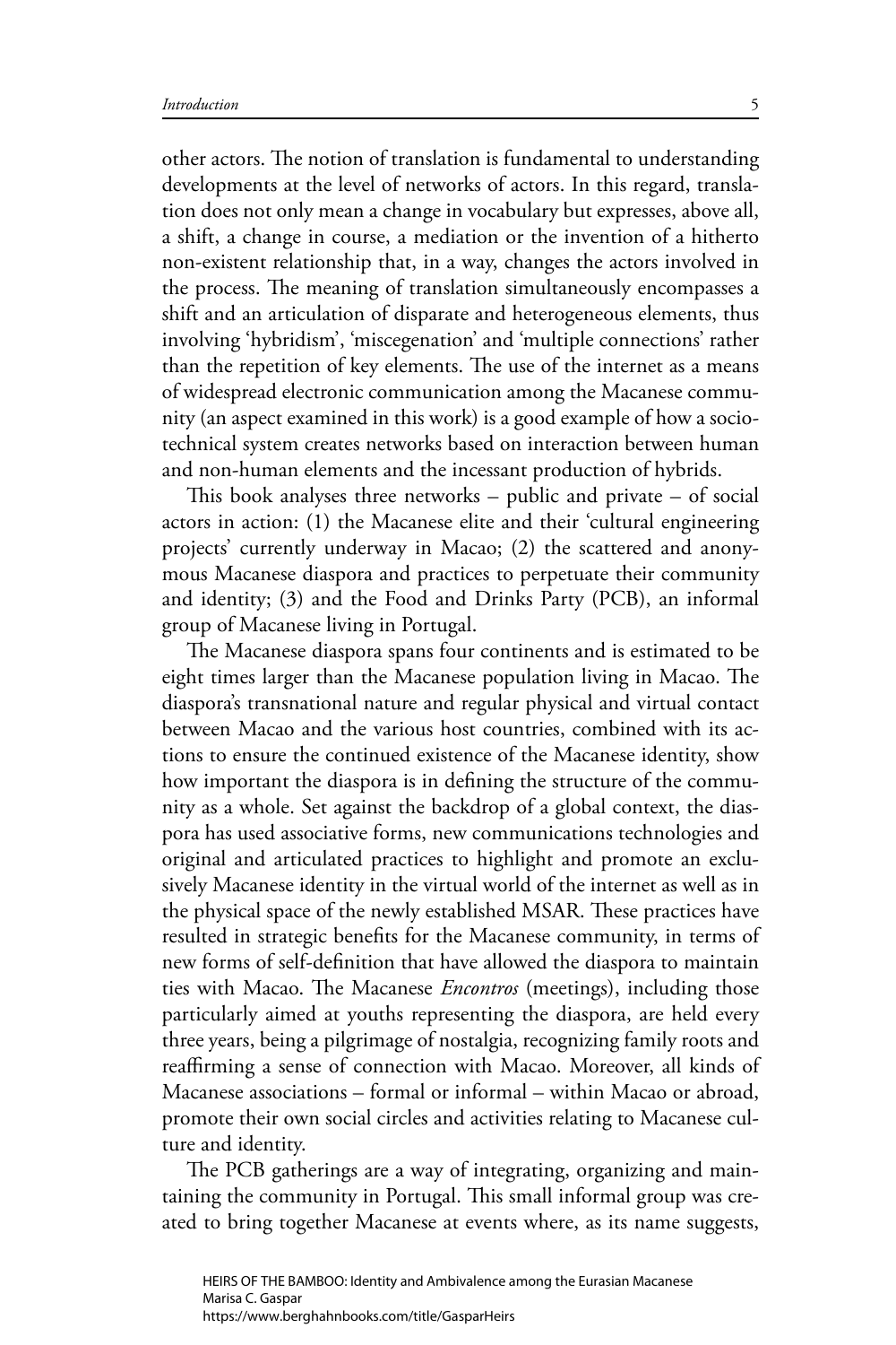other actors. The notion of translation is fundamental to understanding developments at the level of networks of actors. In this regard, translation does not only mean a change in vocabulary but expresses, above all, a shift, a change in course, a mediation or the invention of a hitherto non-existent relationship that, in a way, changes the actors involved in the process. The meaning of translation simultaneously encompasses a shift and an articulation of disparate and heterogeneous elements, thus involving 'hybridism', 'miscegenation' and 'multiple connections' rather than the repetition of key elements. The use of the internet as a means of widespread electronic communication among the Macanese community (an aspect examined in this work) is a good example of how a sociotechnical system creates networks based on interaction between human and non-human elements and the incessant production of hybrids.

This book analyses three networks – public and private – of social actors in action: (1) the Macanese elite and their 'cultural engineering projects' currently underway in Macao; (2) the scattered and anonymous Macanese diaspora and practices to perpetuate their community and identity; (3) and the Food and Drinks Party (PCB), an informal group of Macanese living in Portugal.

The Macanese diaspora spans four continents and is estimated to be eight times larger than the Macanese population living in Macao. The diaspora's transnational nature and regular physical and virtual contact between Macao and the various host countries, combined with its actions to ensure the continued existence of the Macanese identity, show how important the diaspora is in defining the structure of the community as a whole. Set against the backdrop of a global context, the diaspora has used associative forms, new communications technologies and original and articulated practices to highlight and promote an exclusively Macanese identity in the virtual world of the internet as well as in the physical space of the newly established MSAR. These practices have resulted in strategic benefits for the Macanese community, in terms of new forms of self-definition that have allowed the diaspora to maintain ties with Macao. The Macanese *Encontros* (meetings), including those particularly aimed at youths representing the diaspora, are held every three years, being a pilgrimage of nostalgia, recognizing family roots and reaffirming a sense of connection with Macao. Moreover, all kinds of Macanese associations – formal or informal – within Macao or abroad, promote their own social circles and activities relating to Macanese culture and identity.

The PCB gatherings are a way of integrating, organizing and maintaining the community in Portugal. This small informal group was created to bring together Macanese at events where, as its name suggests,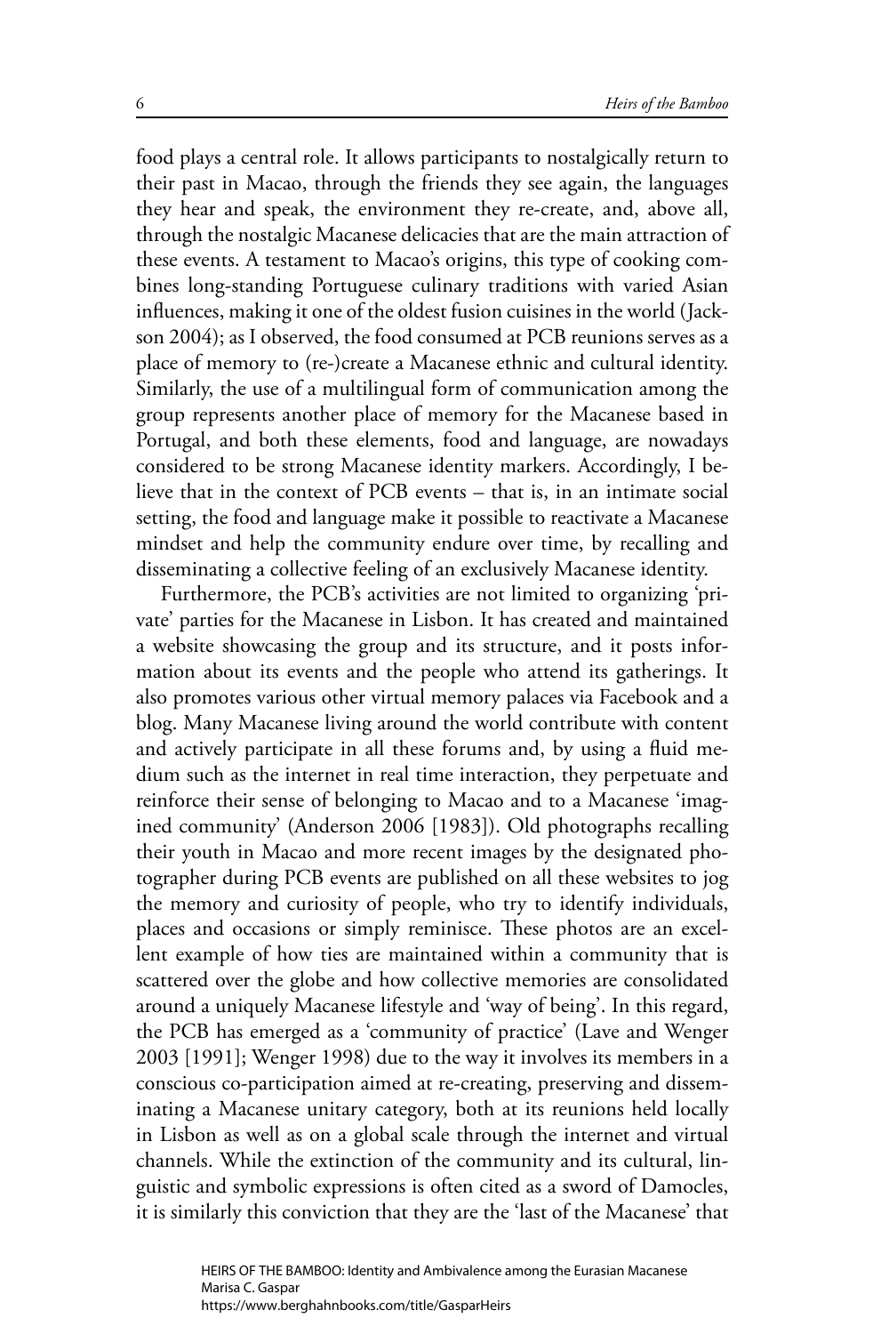food plays a central role. It allows participants to nostalgically return to their past in Macao, through the friends they see again, the languages they hear and speak, the environment they re-create, and, above all, through the nostalgic Macanese delicacies that are the main attraction of these events. A testament to Macao's origins, this type of cooking combines long-standing Portuguese culinary traditions with varied Asian influences, making it one of the oldest fusion cuisines in the world (Jackson 2004); as I observed, the food consumed at PCB reunions serves as a place of memory to (re-)create a Macanese ethnic and cultural identity. Similarly, the use of a multilingual form of communication among the group represents another place of memory for the Macanese based in Portugal, and both these elements, food and language, are nowadays considered to be strong Macanese identity markers. Accordingly, I believe that in the context of PCB events – that is, in an intimate social setting, the food and language make it possible to reactivate a Macanese mindset and help the community endure over time, by recalling and disseminating a collective feeling of an exclusively Macanese identity.

Furthermore, the PCB's activities are not limited to organizing 'private' parties for the Macanese in Lisbon. It has created and maintained a website showcasing the group and its structure, and it posts information about its events and the people who attend its gatherings. It also promotes various other virtual memory palaces via Facebook and a blog. Many Macanese living around the world contribute with content and actively participate in all these forums and, by using a fluid medium such as the internet in real time interaction, they perpetuate and reinforce their sense of belonging to Macao and to a Macanese 'imagined community' (Anderson 2006 [1983]). Old photographs recalling their youth in Macao and more recent images by the designated photographer during PCB events are published on all these websites to jog the memory and curiosity of people, who try to identify individuals, places and occasions or simply reminisce. These photos are an excellent example of how ties are maintained within a community that is scattered over the globe and how collective memories are consolidated around a uniquely Macanese lifestyle and 'way of being'. In this regard, the PCB has emerged as a 'community of practice' (Lave and Wenger 2003 [1991]; Wenger 1998) due to the way it involves its members in a conscious co-participation aimed at re-creating, preserving and disseminating a Macanese unitary category, both at its reunions held locally in Lisbon as well as on a global scale through the internet and virtual channels. While the extinction of the community and its cultural, linguistic and symbolic expressions is often cited as a sword of Damocles, it is similarly this conviction that they are the 'last of the Macanese' that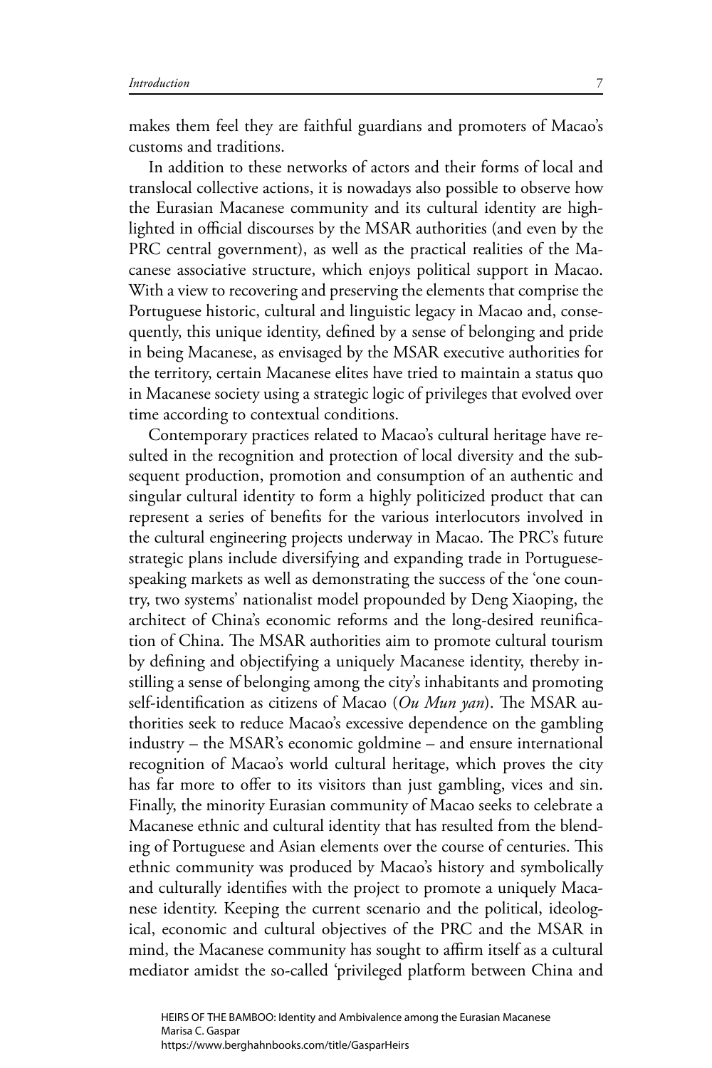makes them feel they are faithful guardians and promoters of Macao's customs and traditions.

In addition to these networks of actors and their forms of local and translocal collective actions, it is nowadays also possible to observe how the Eurasian Macanese community and its cultural identity are highlighted in official discourses by the MSAR authorities (and even by the PRC central government), as well as the practical realities of the Macanese associative structure, which enjoys political support in Macao. With a view to recovering and preserving the elements that comprise the Portuguese historic, cultural and linguistic legacy in Macao and, consequently, this unique identity, defined by a sense of belonging and pride in being Macanese, as envisaged by the MSAR executive authorities for the territory, certain Macanese elites have tried to maintain a status quo in Macanese society using a strategic logic of privileges that evolved over time according to contextual conditions.

Contemporary practices related to Macao's cultural heritage have resulted in the recognition and protection of local diversity and the subsequent production, promotion and consumption of an authentic and singular cultural identity to form a highly politicized product that can represent a series of benefits for the various interlocutors involved in the cultural engineering projects underway in Macao. The PRC's future strategic plans include diversifying and expanding trade in Portuguese-speaking markets as well as demonstrating the success of the 'one country, two systems' nationalist model propounded by Deng Xiaoping, the architect of China's economic reforms and the long-desired reunification of China. The MSAR authorities aim to promote cultural tourism by defining and objectifying a uniquely Macanese identity, thereby instilling a sense of belonging among the city's inhabitants and promoting self-identification as citizens of Macao (*Ou Mun yan*). The MSAR authorities seek to reduce Macao's excessive dependence on the gambling industry – the MSAR's economic goldmine – and ensure international recognition of Macao's world cultural heritage, which proves the city has far more to offer to its visitors than just gambling, vices and sin. Finally, the minority Eurasian community of Macao seeks to celebrate a Macanese ethnic and cultural identity that has resulted from the blending of Portuguese and Asian elements over the course of centuries. This ethnic community was produced by Macao's history and symbolically and culturally identifies with the project to promote a uniquely Macanese identity. Keeping the current scenario and the political, ideological, economic and cultural objectives of the PRC and the MSAR in mind, the Macanese community has sought to affirm itself as a cultural mediator amidst the so-called 'privileged platform between China and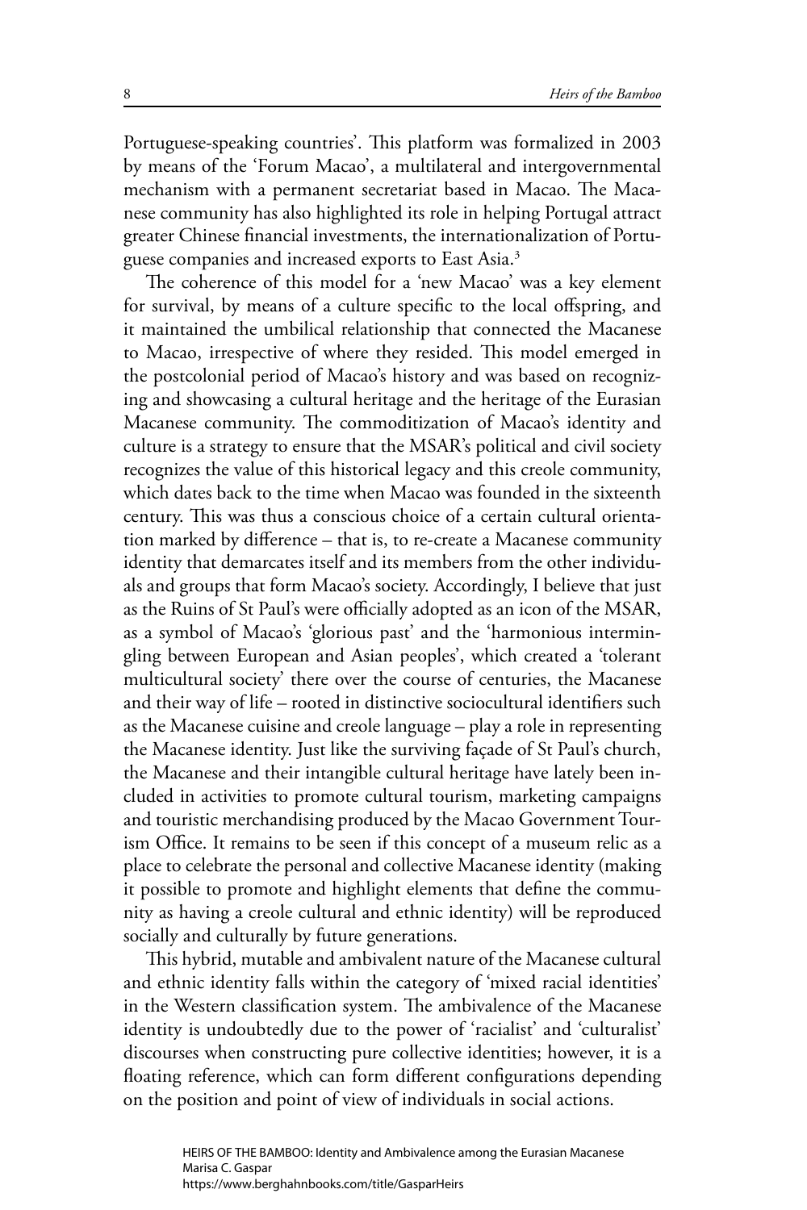Portuguese-speaking countries'. This platform was formalized in 2003 by means of the 'Forum Macao', a multilateral and intergovernmental mechanism with a permanent secretariat based in Macao. The Macanese community has also highlighted its role in helping Portugal attract greater Chinese financial investments, the internationalization of Portuguese companies and increased exports to East Asia.[3]

The coherence of this model for a 'new Macao' was a key element for survival, by means of a culture specific to the local offspring, and it maintained the umbilical relationship that connected the Macanese to Macao, irrespective of where they resided. This model emerged in the postcolonial period of Macao's history and was based on recognizing and showcasing a cultural heritage and the heritage of the Eurasian Macanese community. The commoditization of Macao's identity and culture is a strategy to ensure that the MSAR's political and civil society recognizes the value of this historical legacy and this creole community, which dates back to the time when Macao was founded in the sixteenth century. This was thus a conscious choice of a certain cultural orientation marked by difference – that is, to re-create a Macanese community identity that demarcates itself and its members from the other individuals and groups that form Macao's society. Accordingly, I believe that just as the Ruins of St Paul's were officially adopted as an icon of the MSAR, as a symbol of Macao's 'glorious past' and the 'harmonious intermingling between European and Asian peoples', which created a 'tolerant multicultural society' there over the course of centuries, the Macanese and their way of life – rooted in distinctive sociocultural identifiers such as the Macanese cuisine and creole language – play a role in representing the Macanese identity. Just like the surviving façade of St Paul's church, the Macanese and their intangible cultural heritage have lately been included in activities to promote cultural tourism, marketing campaigns and touristic merchandising produced by the Macao Government Tourism Office. It remains to be seen if this concept of a museum relic as a place to celebrate the personal and collective Macanese identity (making it possible to promote and highlight elements that define the community as having a creole cultural and ethnic identity) will be reproduced socially and culturally by future generations.

This hybrid, mutable and ambivalent nature of the Macanese cultural and ethnic identity falls within the category of 'mixed racial identities' in the Western classification system. The ambivalence of the Macanese identity is undoubtedly due to the power of 'racialist' and 'culturalist' discourses when constructing pure collective identities; however, it is a floating reference, which can form different configurations depending on the position and point of view of individuals in social actions.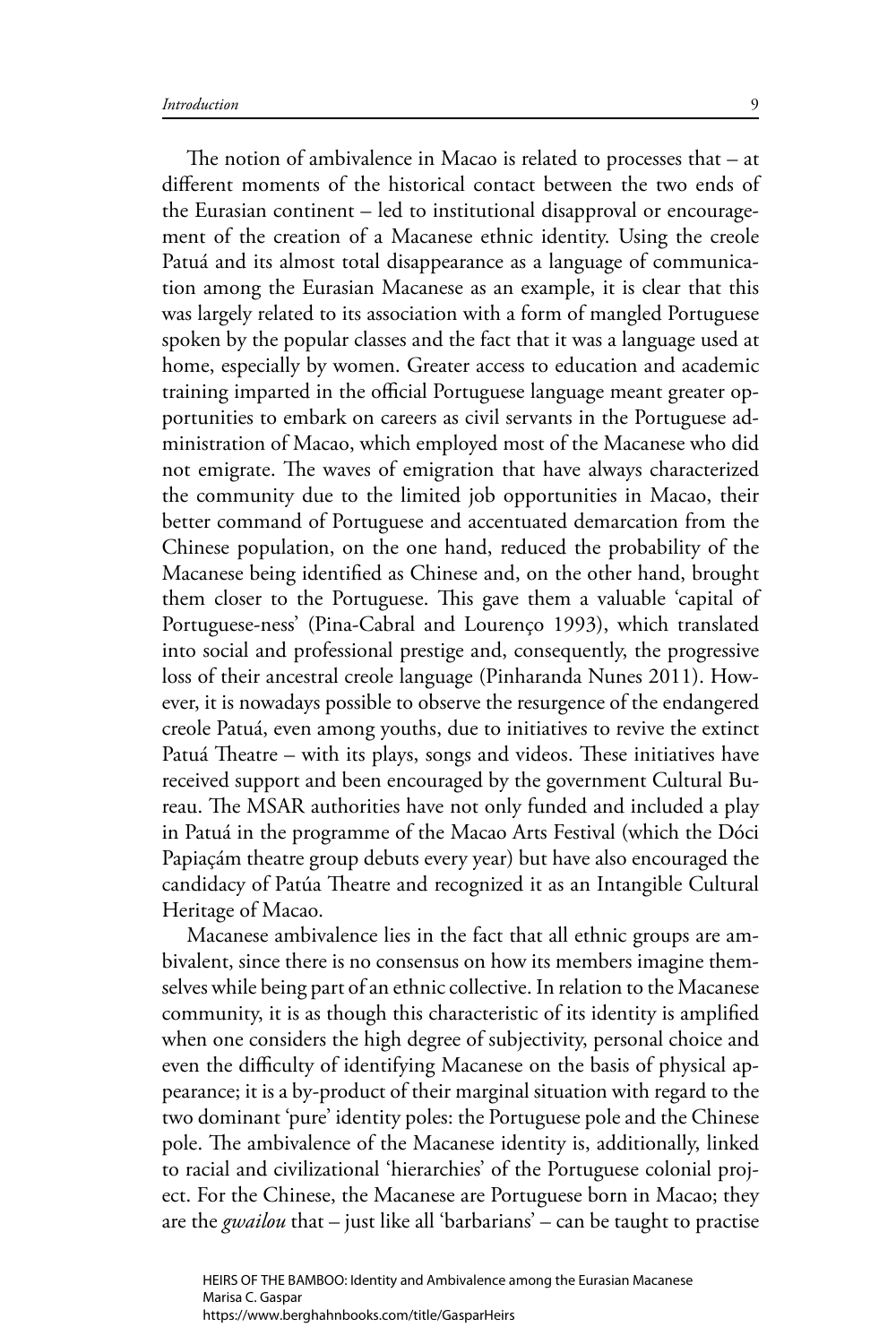The notion of ambivalence in Macao is related to processes that – at different moments of the historical contact between the two ends of the Eurasian continent – led to institutional disapproval or encouragement of the creation of a Macanese ethnic identity. Using the creole Patuá and its almost total disappearance as a language of communication among the Eurasian Macanese as an example, it is clear that this was largely related to its association with a form of mangled Portuguese spoken by the popular classes and the fact that it was a language used at home, especially by women. Greater access to education and academic training imparted in the official Portuguese language meant greater opportunities to embark on careers as civil servants in the Portuguese administration of Macao, which employed most of the Macanese who did not emigrate. The waves of emigration that have always characterized the community due to the limited job opportunities in Macao, their better command of Portuguese and accentuated demarcation from the Chinese population, on the one hand, reduced the probability of the Macanese being identified as Chinese and, on the other hand, brought them closer to the Portuguese. This gave them a valuable 'capital of Portuguese-ness' (Pina-Cabral and Lourenço 1993), which translated into social and professional prestige and, consequently, the progressive loss of their ancestral creole language (Pinharanda Nunes 2011). However, it is nowadays possible to observe the resurgence of the endangered creole Patuá, even among youths, due to initiatives to revive the extinct Patuá Theatre – with its plays, songs and videos. These initiatives have received support and been encouraged by the government Cultural Bureau. The MSAR authorities have not only funded and included a play in Patuá in the programme of the Macao Arts Festival (which the Dóci Papiaçám theatre group debuts every year) but have also encouraged the candidacy of Patúa Theatre and recognized it as an Intangible Cultural Heritage of Macao.

Macanese ambivalence lies in the fact that all ethnic groups are ambivalent, since there is no consensus on how its members imagine themselves while being part of an ethnic collective. In relation to the Macanese community, it is as though this characteristic of its identity is amplified when one considers the high degree of subjectivity, personal choice and even the difficulty of identifying Macanese on the basis of physical appearance; it is a by-product of their marginal situation with regard to the two dominant 'pure' identity poles: the Portuguese pole and the Chinese pole. The ambivalence of the Macanese identity is, additionally, linked to racial and civilizational 'hierarchies' of the Portuguese colonial project. For the Chinese, the Macanese are Portuguese born in Macao; they are the *gwailou* that – just like all 'barbarians' – can be taught to practise

HEIRS OF THE BAMBOO: Identity and Ambivalence among the Eurasian Macanese
Marisa C. Gaspar
https://www.berghahnbooks.com/title/GasparHeirs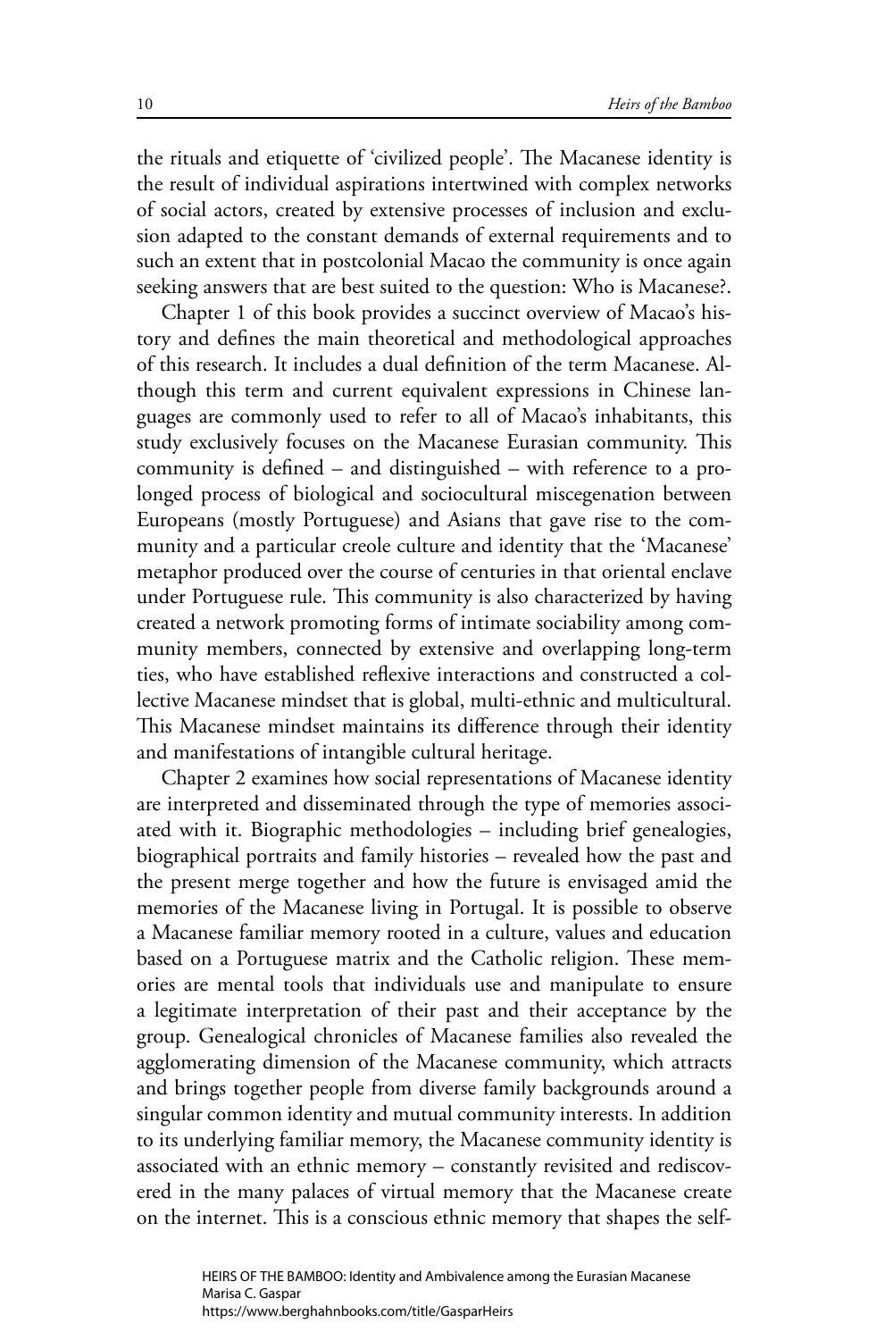the rituals and etiquette of 'civilized people'. The Macanese identity is the result of individual aspirations intertwined with complex networks of social actors, created by extensive processes of inclusion and exclusion adapted to the constant demands of external requirements and to such an extent that in postcolonial Macao the community is once again seeking answers that are best suited to the question: Who is Macanese?.

Chapter 1 of this book provides a succinct overview of Macao's history and defines the main theoretical and methodological approaches of this research. It includes a dual definition of the term Macanese. Although this term and current equivalent expressions in Chinese languages are commonly used to refer to all of Macao's inhabitants, this study exclusively focuses on the Macanese Eurasian community. This community is defined – and distinguished – with reference to a prolonged process of biological and sociocultural miscegenation between Europeans (mostly Portuguese) and Asians that gave rise to the community and a particular creole culture and identity that the 'Macanese' metaphor produced over the course of centuries in that oriental enclave under Portuguese rule. This community is also characterized by having created a network promoting forms of intimate sociability among community members, connected by extensive and overlapping long-term ties, who have established reflexive interactions and constructed a collective Macanese mindset that is global, multi-ethnic and multicultural. This Macanese mindset maintains its difference through their identity and manifestations of intangible cultural heritage.

Chapter 2 examines how social representations of Macanese identity are interpreted and disseminated through the type of memories associated with it. Biographic methodologies – including brief genealogies, biographical portraits and family histories – revealed how the past and the present merge together and how the future is envisaged amid the memories of the Macanese living in Portugal. It is possible to observe a Macanese familiar memory rooted in a culture, values and education based on a Portuguese matrix and the Catholic religion. These memories are mental tools that individuals use and manipulate to ensure a legitimate interpretation of their past and their acceptance by the group. Genealogical chronicles of Macanese families also revealed the agglomerating dimension of the Macanese community, which attracts and brings together people from diverse family backgrounds around a singular common identity and mutual community interests. In addition to its underlying familiar memory, the Macanese community identity is associated with an ethnic memory – constantly revisited and rediscovered in the many palaces of virtual memory that the Macanese create on the internet. This is a conscious ethnic memory that shapes the self-

HEIRS OF THE BAMBOO: Identity and Ambivalence among the Eurasian Macanese
Marisa C. Gaspar
https://www.berghahnbooks.com/title/GasparHeirs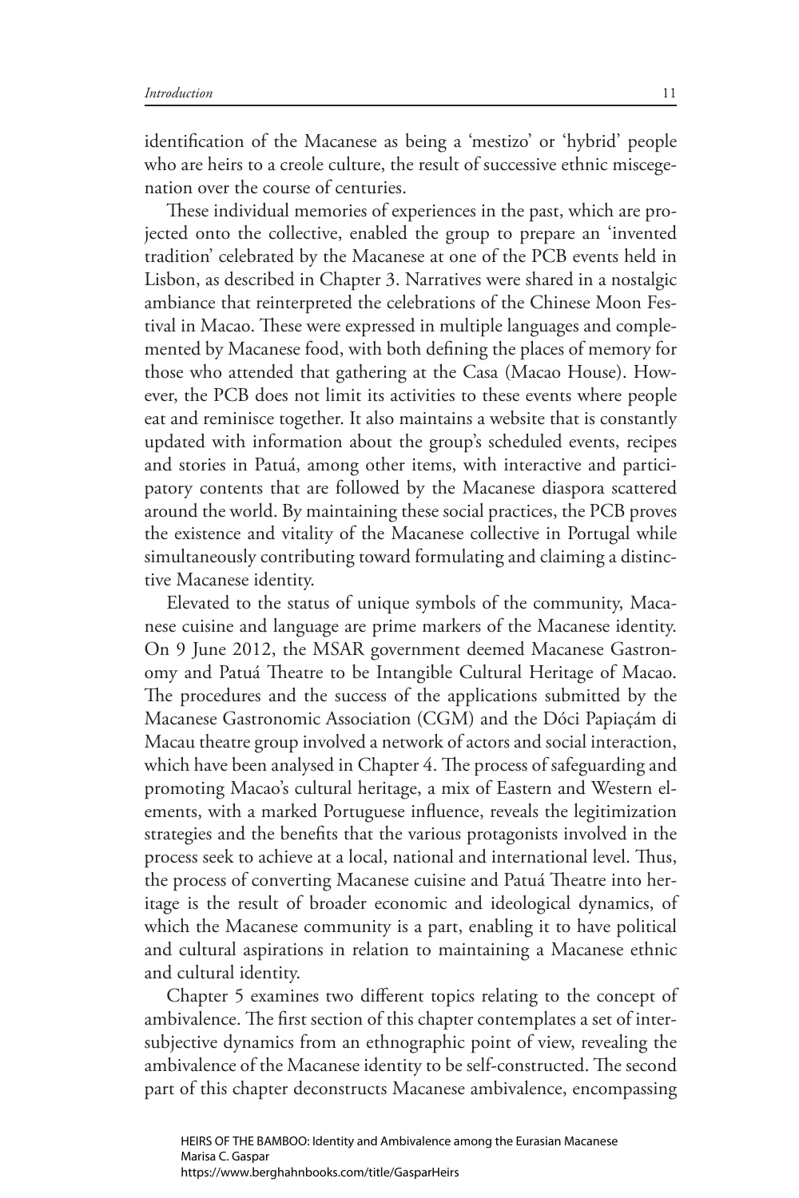identification of the Macanese as being a 'mestizo' or 'hybrid' people who are heirs to a creole culture, the result of successive ethnic miscegenation over the course of centuries.

These individual memories of experiences in the past, which are projected onto the collective, enabled the group to prepare an 'invented tradition' celebrated by the Macanese at one of the PCB events held in Lisbon, as described in Chapter 3. Narratives were shared in a nostalgic ambiance that reinterpreted the celebrations of the Chinese Moon Festival in Macao. These were expressed in multiple languages and complemented by Macanese food, with both defining the places of memory for those who attended that gathering at the Casa (Macao House). However, the PCB does not limit its activities to these events where people eat and reminisce together. It also maintains a website that is constantly updated with information about the group's scheduled events, recipes and stories in Patuá, among other items, with interactive and participatory contents that are followed by the Macanese diaspora scattered around the world. By maintaining these social practices, the PCB proves the existence and vitality of the Macanese collective in Portugal while simultaneously contributing toward formulating and claiming a distinctive Macanese identity.

Elevated to the status of unique symbols of the community, Macanese cuisine and language are prime markers of the Macanese identity. On 9 June 2012, the MSAR government deemed Macanese Gastronomy and Patuá Theatre to be Intangible Cultural Heritage of Macao. The procedures and the success of the applications submitted by the Macanese Gastronomic Association (CGM) and the Dóci Papiaçám di Macau theatre group involved a network of actors and social interaction, which have been analysed in Chapter 4. The process of safeguarding and promoting Macao's cultural heritage, a mix of Eastern and Western elements, with a marked Portuguese influence, reveals the legitimization strategies and the benefits that the various protagonists involved in the process seek to achieve at a local, national and international level. Thus, the process of converting Macanese cuisine and Patuá Theatre into heritage is the result of broader economic and ideological dynamics, of which the Macanese community is a part, enabling it to have political and cultural aspirations in relation to maintaining a Macanese ethnic and cultural identity.

Chapter 5 examines two different topics relating to the concept of ambivalence. The first section of this chapter contemplates a set of intersubjective dynamics from an ethnographic point of view, revealing the ambivalence of the Macanese identity to be self-constructed. The second part of this chapter deconstructs Macanese ambivalence, encompassing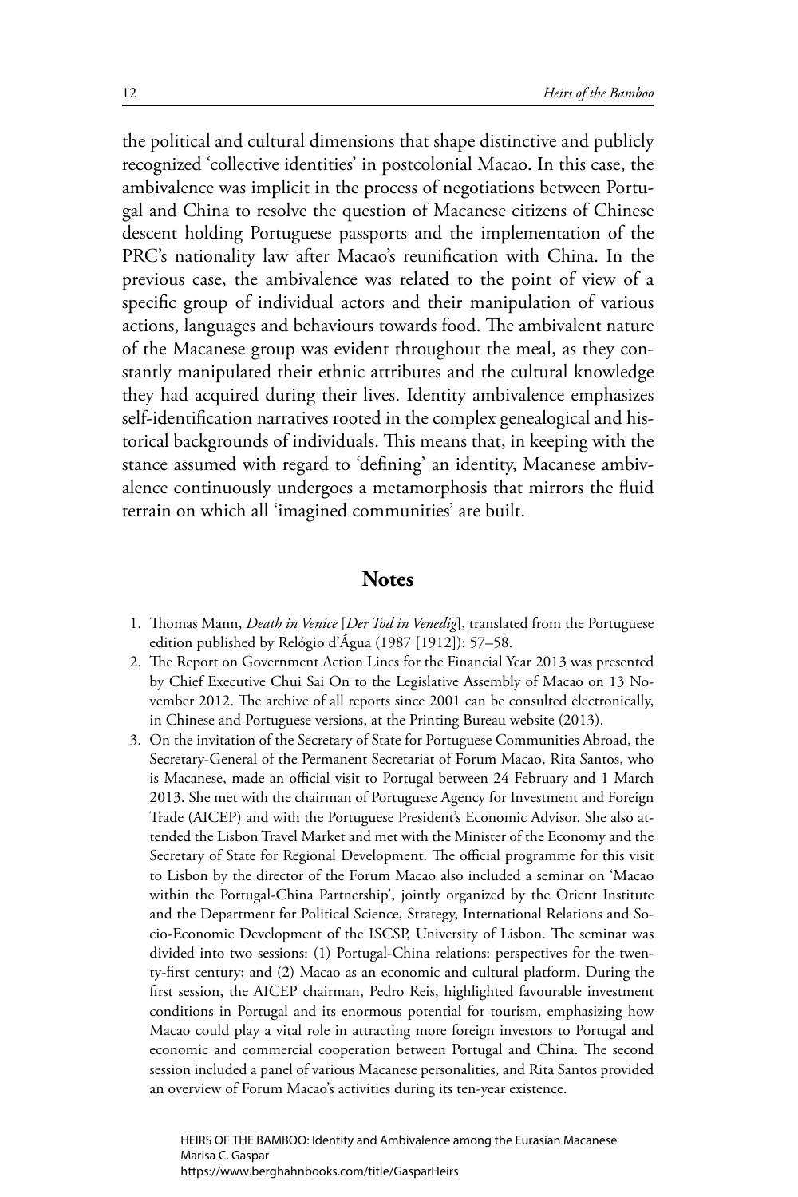the political and cultural dimensions that shape distinctive and publicly recognized 'collective identities' in postcolonial Macao. In this case, the ambivalence was implicit in the process of negotiations between Portugal and China to resolve the question of Macanese citizens of Chinese descent holding Portuguese passports and the implementation of the PRC's nationality law after Macao's reunification with China. In the previous case, the ambivalence was related to the point of view of a specific group of individual actors and their manipulation of various actions, languages and behaviours towards food. The ambivalent nature of the Macanese group was evident throughout the meal, as they constantly manipulated their ethnic attributes and the cultural knowledge they had acquired during their lives. Identity ambivalence emphasizes self-identification narratives rooted in the complex genealogical and historical backgrounds of individuals. This means that, in keeping with the stance assumed with regard to 'defining' an identity, Macanese ambivalence continuously undergoes a metamorphosis that mirrors the fluid terrain on which all 'imagined communities' are built.

## Notes

1. Thomas Mann, *Death in Venice* [*Der Tod in Venedig*], translated from the Portuguese edition published by Relógio d'Água (1987 [1912]): 57–58.
2. The Report on Government Action Lines for the Financial Year 2013 was presented by Chief Executive Chui Sai On to the Legislative Assembly of Macao on 13 November 2012. The archive of all reports since 2001 can be consulted electronically, in Chinese and Portuguese versions, at the Printing Bureau website (2013).
3. On the invitation of the Secretary of State for Portuguese Communities Abroad, the Secretary-General of the Permanent Secretariat of Forum Macao, Rita Santos, who is Macanese, made an official visit to Portugal between 24 February and 1 March 2013. She met with the chairman of Portuguese Agency for Investment and Foreign Trade (AICEP) and with the Portuguese President's Economic Advisor. She also attended the Lisbon Travel Market and met with the Minister of the Economy and the Secretary of State for Regional Development. The official programme for this visit to Lisbon by the director of the Forum Macao also included a seminar on 'Macao within the Portugal-China Partnership', jointly organized by the Orient Institute and the Department for Political Science, Strategy, International Relations and Socio-Economic Development of the ISCSP, University of Lisbon. The seminar was divided into two sessions: (1) Portugal-China relations: perspectives for the twenty-first century; and (2) Macao as an economic and cultural platform. During the first session, the AICEP chairman, Pedro Reis, highlighted favourable investment conditions in Portugal and its enormous potential for tourism, emphasizing how Macao could play a vital role in attracting more foreign investors to Portugal and economic and commercial cooperation between Portugal and China. The second session included a panel of various Macanese personalities, and Rita Santos provided an overview of Forum Macao's activities during its ten-year existence.

HEIRS OF THE BAMBOO: Identity and Ambivalence among the Eurasian Macanese
Marisa C. Gaspar
https://www.berghahnbooks.com/title/GasparHeirs